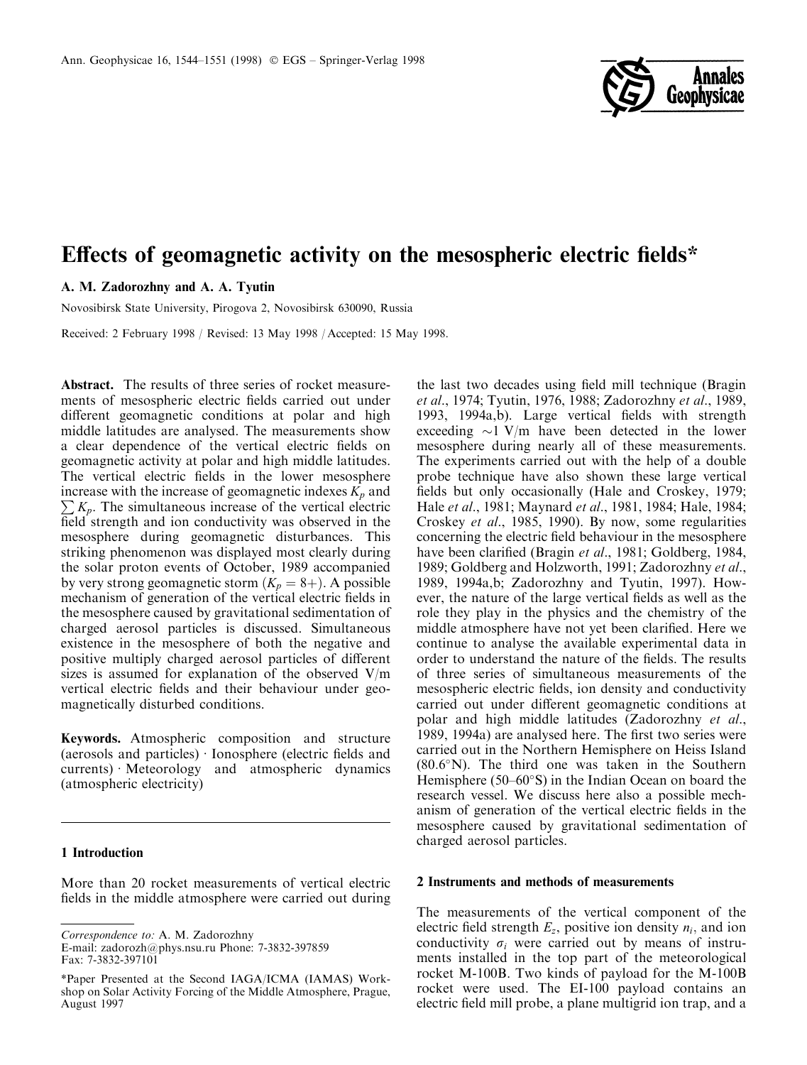# Effects of geomagnetic activity on the mesospheric electric fields*

**A. M. Zadorozhny and A. A. Tyutin**

Novosibirsk State University, Pirogova 2, Novosibirsk 630090, Russia

Received: 2 February 1998 / Revised: 13 May 1998 / Accepted: 15 May 1998.

**Abstract.** The results of three series of rocket measurements of mesospheric electric fields carried out under different geomagnetic conditions at polar and high middle latitudes are analysed. The measurements show a clear dependence of the vertical electric fields on geomagnetic activity at polar and high middle latitudes. The vertical electric fields in the lower mesosphere increase with the increase of geomagnetic indexes $K_p$ and $\sum K_p$. The simultaneous increase of the vertical electric field strength and ion conductivity was observed in the mesosphere during geomagnetic disturbances. This striking phenomenon was displayed most clearly during the solar proton events of October, 1989 accompanied by very strong geomagnetic storm ($K_p = 8+$). A possible mechanism of generation of the vertical electric fields in the mesosphere caused by gravitational sedimentation of charged aerosol particles is discussed. Simultaneous existence in the mesosphere of both the negative and positive multiply charged aerosol particles of different sizes is assumed for explanation of the observed V/m vertical electric fields and their behaviour under geomagnetically disturbed conditions.

**Keywords.** Atmospheric composition and structure (aerosols and particles) · Ionosphere (electric fields and currents) · Meteorology and atmospheric dynamics (atmospheric electricity)

## 1 Introduction

More than 20 rocket measurements of vertical electric fields in the middle atmosphere were carried out during the last two decades using field mill technique (Bragin *et al*., 1974; Tyutin, 1976, 1988; Zadorozhny *et al*., 1989, 1993, 1994a,b). Large vertical fields with strength exceeding ~1 V/m have been detected in the lower mesosphere during nearly all of these measurements. The experiments carried out with the help of a double probe technique have also shown these large vertical fields but only occasionally (Hale and Croskey, 1979; Hale *et al*., 1981; Maynard *et al*., 1981, 1984; Hale, 1984; Croskey *et al*., 1985, 1990). By now, some regularities concerning the electric field behaviour in the mesosphere have been clarified (Bragin *et al*., 1981; Goldberg, 1984, 1989; Goldberg and Holzworth, 1991; Zadorozhny *et al*., 1989, 1994a,b; Zadorozhny and Tyutin, 1997). However, the nature of the large vertical fields as well as the role they play in the physics and the chemistry of the middle atmosphere have not yet been clarified. Here we continue to analyse the available experimental data in order to understand the nature of the fields. The results of three series of simultaneous measurements of the mesospheric electric fields, ion density and conductivity carried out under different geomagnetic conditions at polar and high middle latitudes (Zadorozhny *et al*., 1989, 1994a) are analysed here. The first two series were carried out in the Northern Hemisphere on Heiss Island (80.6°N). The third one was taken in the Southern Hemisphere (50–60°S) in the Indian Ocean on board the research vessel. We discuss here also a possible mechanism of generation of the vertical electric fields in the mesosphere caused by gravitational sedimentation of charged aerosol particles.

## 2 Instruments and methods of measurements

The measurements of the vertical component of the electric field strength $E_z$, positive ion density $n_i$, and ion conductivity $\sigma_i$ were carried out by means of instruments installed in the top part of the meteorological rocket M-100B. Two kinds of payload for the M-100B rocket were used. The EI-100 payload contains an electric field mill probe, a plane multigrid ion trap, and a

---

*Correspondence to:* A. M. Zadorozhny
E-mail: zadorozh@phys.nsu.ru Phone: 7-3832-397859
Fax: 7-3832-397101

*Paper Presented at the Second IAGA/ICMA (IAMAS) Workshop on Solar Activity Forcing of the Middle Atmosphere, Prague, August 1997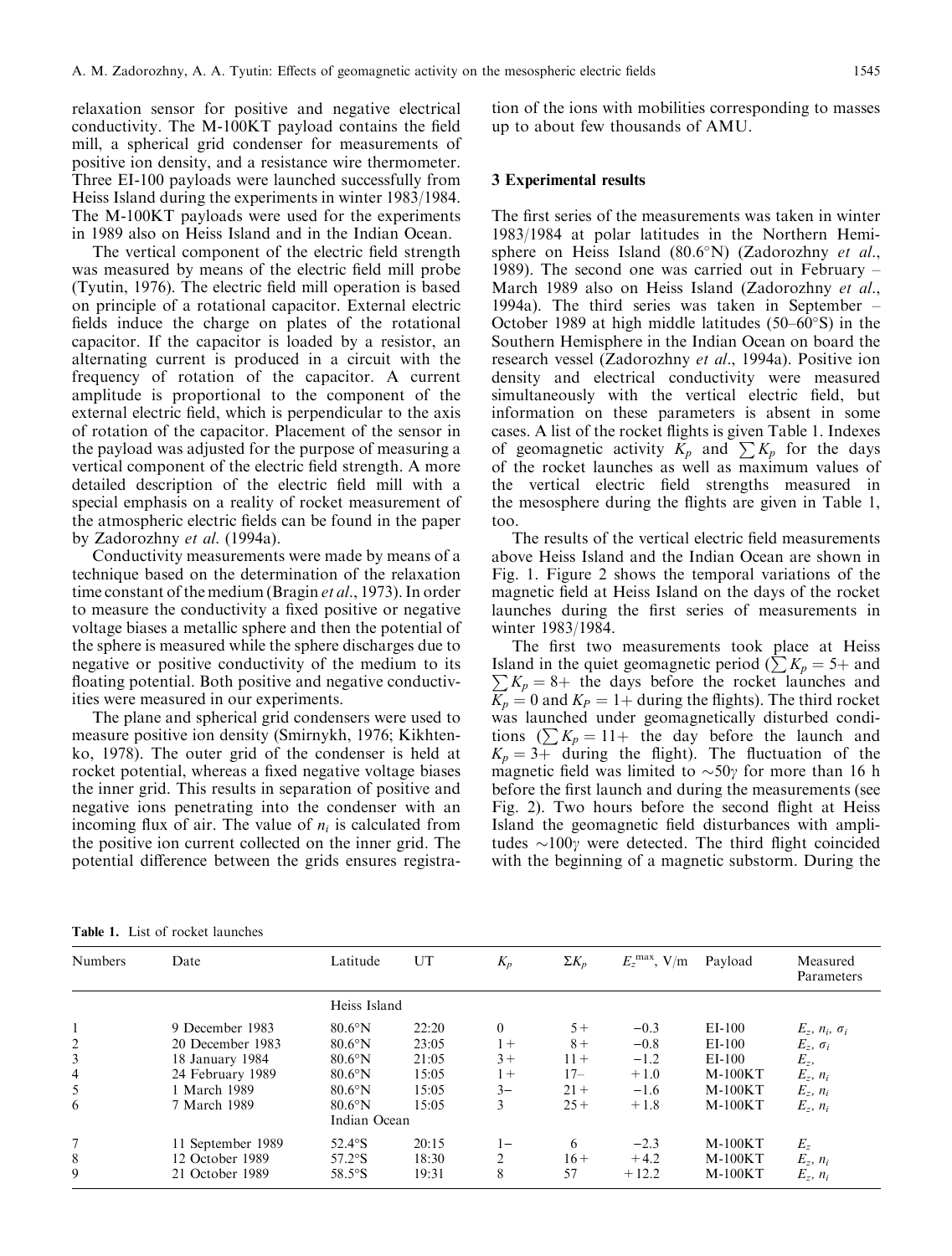relaxation sensor for positive and negative electrical conductivity. The M-100KT payload contains the field mill, a spherical grid condenser for measurements of positive ion density, and a resistance wire thermometer. Three EI-100 payloads were launched successfully from Heiss Island during the experiments in winter 1983/1984. The M-100KT payloads were used for the experiments in 1989 also on Heiss Island and in the Indian Ocean.

The vertical component of the electric field strength was measured by means of the electric field mill probe (Tyutin, 1976). The electric field mill operation is based on principle of a rotational capacitor. External electric fields induce the charge on plates of the rotational capacitor. If the capacitor is loaded by a resistor, an alternating current is produced in a circuit with the frequency of rotation of the capacitor. A current amplitude is proportional to the component of the external electric field, which is perpendicular to the axis of rotation of the capacitor. Placement of the sensor in the payload was adjusted for the purpose of measuring a vertical component of the electric field strength. A more detailed description of the electric field mill with a special emphasis on a reality of rocket measurement of the atmospheric electric fields can be found in the paper by Zadorozhny *et al.* (1994a).

Conductivity measurements were made by means of a technique based on the determination of the relaxation time constant of the medium (Bragin *et al.*, 1973). In order to measure the conductivity a fixed positive or negative voltage biases a metallic sphere and then the potential of the sphere is measured while the sphere discharges due to negative or positive conductivity of the medium to its floating potential. Both positive and negative conductivities were measured in our experiments.

The plane and spherical grid condensers were used to measure positive ion density (Smirnykh, 1976; Kikhtenko, 1978). The outer grid of the condenser is held at rocket potential, whereas a fixed negative voltage biases the inner grid. This results in separation of positive and negative ions penetrating into the condenser with an incoming flux of air. The value of $n_i$ is calculated from the positive ion current collected on the inner grid. The potential difference between the grids ensures registration of the ions with mobilities corresponding to masses up to about few thousands of AMU.

## 3 Experimental results

The first series of the measurements was taken in winter 1983/1984 at polar latitudes in the Northern Hemisphere on Heiss Island (80.6°N) (Zadorozhny *et al.*, 1989). The second one was carried out in February – March 1989 also on Heiss Island (Zadorozhny *et al.*, 1994a). The third series was taken in September – October 1989 at high middle latitudes (50–60°S) in the Southern Hemisphere in the Indian Ocean on board the research vessel (Zadorozhny *et al.*, 1994a). Positive ion density and electrical conductivity were measured simultaneously with the vertical electric field, but information on these parameters is absent in some cases. A list of the rocket flights is given Table 1. Indexes of geomagnetic activity $K_p$ and $\sum K_p$ for the days of the rocket launches as well as maximum values of the vertical electric field strengths measured in the mesosphere during the flights are given in Table 1, too.

The results of the vertical electric field measurements above Heiss Island and the Indian Ocean are shown in Fig. 1. Figure 2 shows the temporal variations of the magnetic field at Heiss Island on the days of the rocket launches during the first series of measurements in winter 1983/1984.

The first two measurements took place at Heiss Island in the quiet geomagnetic period ($\sum K_p = 5+$ and $\sum K_p = 8+$ the days before the rocket launches and $K_p = 0$ and $K_P = 1+$ during the flights). The third rocket was launched under geomagnetically disturbed conditions ($\sum K_p = 11+$ the day before the launch and $K_p = 3+$ during the flight). The fluctuation of the magnetic field was limited to $\sim 50\gamma$ for more than 16 h before the first launch and during the measurements (see Fig. 2). Two hours before the second flight at Heiss Island the geomagnetic field disturbances with amplitudes $\sim 100\gamma$ were detected. The third flight coincided with the beginning of a magnetic substorm. During the

**Table 1.** List of rocket launches

| Numbers | Date | Latitude | UT | $K_p$ | $\Sigma K_p$ | $E_z^{\max}$, V/m | Payload | Measured Parameters |
|---|---|---|---|---|---|---|---|---|
| | | Heiss Island | | | | | | |
| 1 | 9 December 1983 | 80.6°N | 22:20 | 0 | 5+ | −0.3 | EI-100 | $E_z$, $n_i$, $\sigma_i$ |
| 2 | 20 December 1983 | 80.6°N | 23:05 | 1+ | 8+ | −0.8 | EI-100 | $E_z$, $\sigma_i$ |
| 3 | 18 January 1984 | 80.6°N | 21:05 | 3+ | 11+ | −1.2 | EI-100 | $E_z$, |
| 4 | 24 February 1989 | 80.6°N | 15:05 | 1+ | 17− | +1.0 | M-100KT | $E_z$, $n_i$ |
| 5 | 1 March 1989 | 80.6°N | 15:05 | 3− | 21+ | −1.6 | M-100KT | $E_z$, $n_i$ |
| 6 | 7 March 1989 | 80.6°N | 15:05 | 3 | 25+ | +1.8 | M-100KT | $E_z$, $n_i$ |
| | | Indian Ocean | | | | | | |
| 7 | 11 September 1989 | 52.4°S | 20:15 | 1− | 6 | −2.3 | M-100KT | $E_z$ |
| 8 | 12 October 1989 | 57.2°S | 18:30 | 2 | 16+ | +4.2 | M-100KT | $E_z$, $n_i$ |
| 9 | 21 October 1989 | 58.5°S | 19:31 | 8 | 57 | +12.2 | M-100KT | $E_z$, $n_i$ |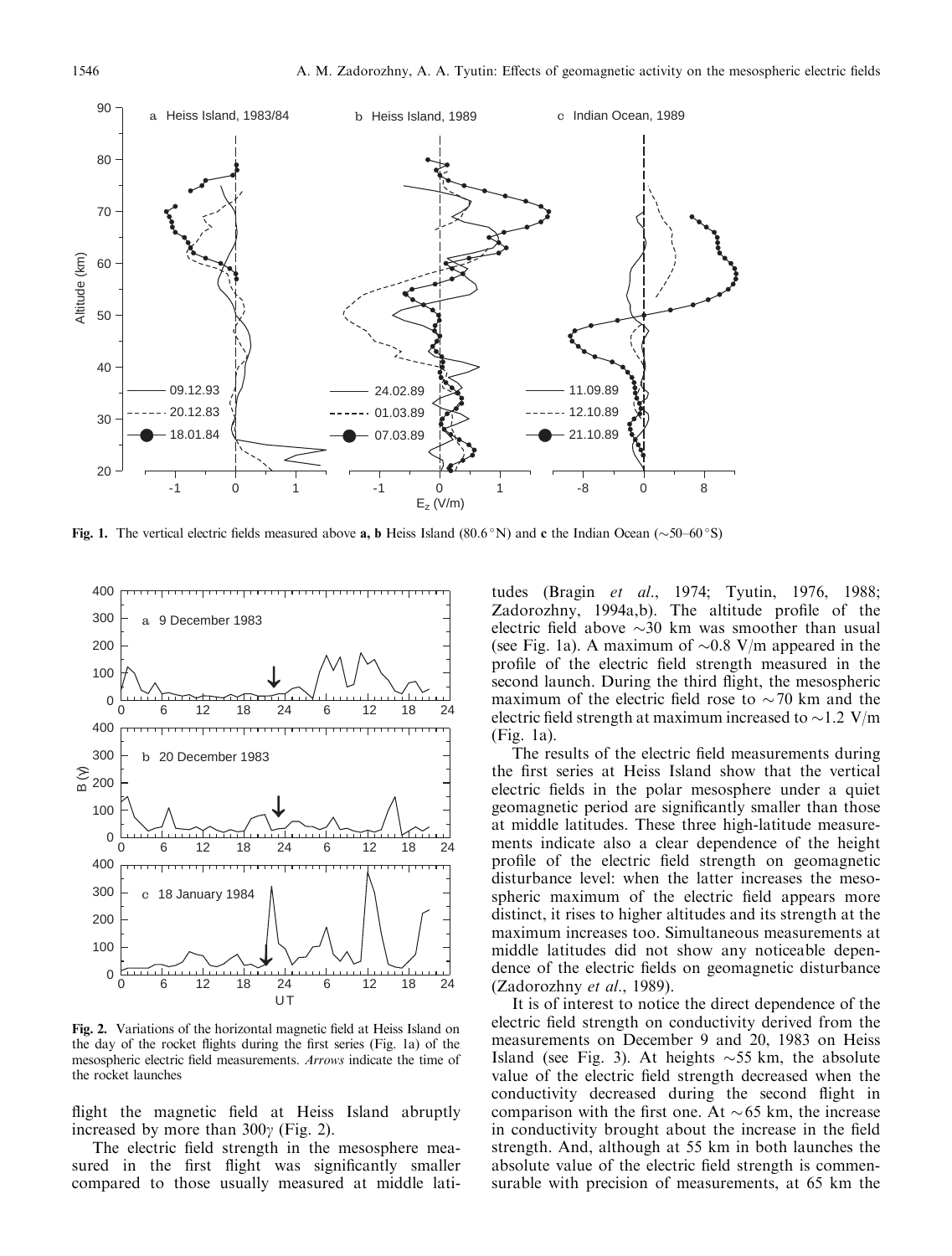Fig. 1. The vertical electric fields measured above **a**, **b** Heiss Island (80.6 °N) and **c** the Indian Ocean (~50–60 °S)

Fig. 2. Variations of the horizontal magnetic field at Heiss Island on the day of the rocket flights during the first series (Fig. 1a) of the mesospheric electric field measurements. *Arrows* indicate the time of the rocket launches

flight the magnetic field at Heiss Island abruptly increased by more than 300$\gamma$ (Fig. 2).

The electric field strength in the mesosphere measured in the first flight was significantly smaller compared to those usually measured at middle latitudes (Bragin *et al.*, 1974; Tyutin, 1976, 1988; Zadorozhny, 1994a,b). The altitude profile of the electric field above ~30 km was smoother than usual (see Fig. 1a). A maximum of ~0.8 V/m appeared in the profile of the electric field strength measured in the second launch. During the third flight, the mesospheric maximum of the electric field rose to ~70 km and the electric field strength at maximum increased to ~1.2 V/m (Fig. 1a).

The results of the electric field measurements during the first series at Heiss Island show that the vertical electric fields in the polar mesosphere under a quiet geomagnetic period are significantly smaller than those at middle latitudes. These three high-latitude measurements indicate also a clear dependence of the height profile of the electric field strength on geomagnetic disturbance level: when the latter increases the mesospheric maximum of the electric field appears more distinct, it rises to higher altitudes and its strength at the maximum increases too. Simultaneous measurements at middle latitudes did not show any noticeable dependence of the electric fields on geomagnetic disturbance (Zadorozhny *et al.*, 1989).

It is of interest to notice the direct dependence of the electric field strength on conductivity derived from the measurements on December 9 and 20, 1983 on Heiss Island (see Fig. 3). At heights ~55 km, the absolute value of the electric field strength decreased when the conductivity decreased during the second flight in comparison with the first one. At ~65 km, the increase in conductivity brought about the increase in the field strength. And, although at 55 km in both launches the absolute value of the electric field strength is commensurable with precision of measurements, at 65 km the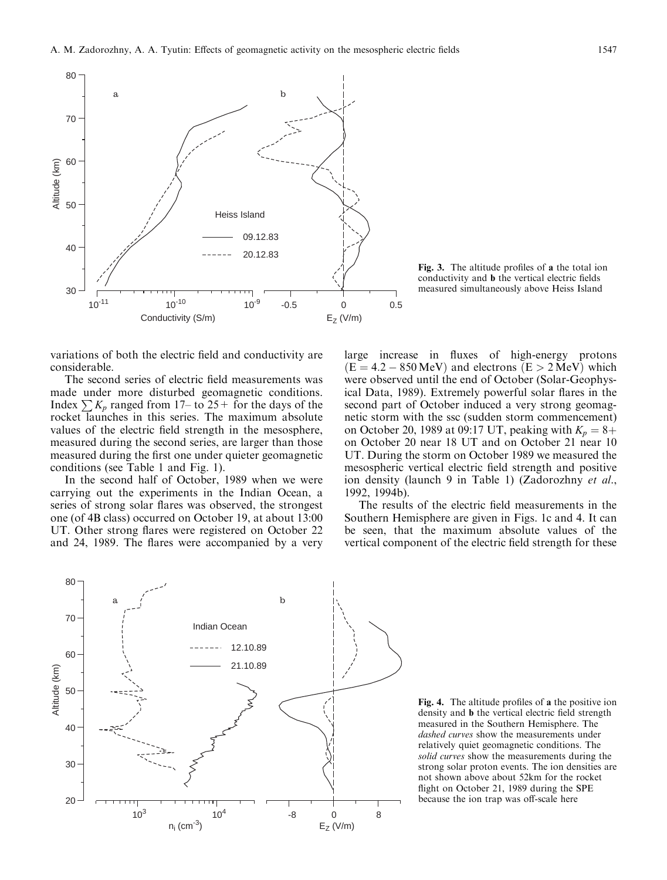**Fig. 3.** The altitude profiles of **a** the total ion conductivity and **b** the vertical electric fields measured simultaneously above Heiss Island

variations of both the electric field and conductivity are considerable.

The second series of electric field measurements was made under more disturbed geomagnetic conditions. Index $\sum K_p$ ranged from 17– to 25+ for the days of the rocket launches in this series. The maximum absolute values of the electric field strength in the mesosphere, measured during the second series, are larger than those measured during the first one under quieter geomagnetic conditions (see Table 1 and Fig. 1).

In the second half of October, 1989 when we were carrying out the experiments in the Indian Ocean, a series of strong solar flares was observed, the strongest one (of 4B class) occurred on October 19, at about 13:00 UT. Other strong flares were registered on October 22 and 24, 1989. The flares were accompanied by a very large increase in fluxes of high-energy protons ($E = 4.2 - 850$ MeV) and electrons ($E > 2$ MeV) which were observed until the end of October (Solar-Geophysical Data, 1989). Extremely powerful solar flares in the second part of October induced a very strong geomagnetic storm with the ssc (sudden storm commencement) on October 20, 1989 at 09:17 UT, peaking with $K_p = 8+$ on October 20 near 18 UT and on October 21 near 10 UT. During the storm on October 1989 we measured the mesospheric vertical electric field strength and positive ion density (launch 9 in Table 1) (Zadorozhny *et al.*, 1992, 1994b).

The results of the electric field measurements in the Southern Hemisphere are given in Figs. 1c and 4. It can be seen, that the maximum absolute values of the vertical component of the electric field strength for these

**Fig. 4.** The altitude profiles of **a** the positive ion density and **b** the vertical electric field strength measured in the Southern Hemisphere. The *dashed curves* show the measurements under relatively quiet geomagnetic conditions. The *solid curves* show the measurements during the strong solar proton events. The ion densities are not shown above about 52km for the rocket flight on October 21, 1989 during the SPE because the ion trap was off-scale here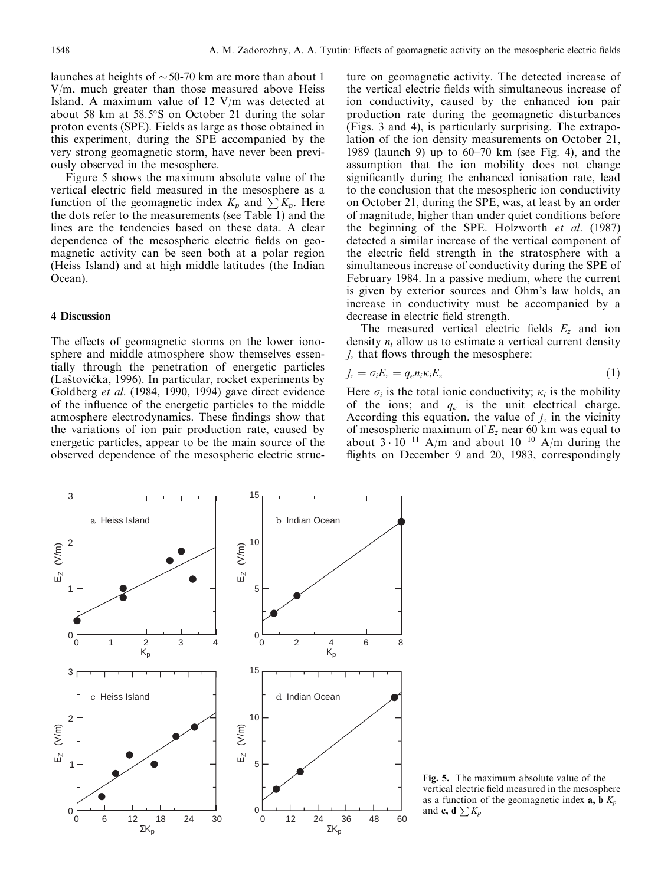launches at heights of ~50-70 km are more than about 1 V/m, much greater than those measured above Heiss Island. A maximum value of 12 V/m was detected at about 58 km at 58.5°S on October 21 during the solar proton events (SPE). Fields as large as those obtained in this experiment, during the SPE accompanied by the very strong geomagnetic storm, have never been previously observed in the mesosphere.

Figure 5 shows the maximum absolute value of the vertical electric field measured in the mesosphere as a function of the geomagnetic index $K_p$ and $\sum K_p$. Here the dots refer to the measurements (see Table 1) and the lines are the tendencies based on these data. A clear dependence of the mesospheric electric fields on geomagnetic activity can be seen both at a polar region (Heiss Island) and at high middle latitudes (the Indian Ocean).

## 4 Discussion

The effects of geomagnetic storms on the lower ionosphere and middle atmosphere show themselves essentially through the penetration of energetic particles (Laštovička, 1996). In particular, rocket experiments by Goldberg *et al.* (1984, 1990, 1994) gave direct evidence of the influence of the energetic particles to the middle atmosphere electrodynamics. These findings show that the variations of ion pair production rate, caused by energetic particles, appear to be the main source of the observed dependence of the mesospheric electric structure on geomagnetic activity. The detected increase of the vertical electric fields with simultaneous increase of ion conductivity, caused by the enhanced ion pair production rate during the geomagnetic disturbances (Figs. 3 and 4), is particularly surprising. The extrapolation of the ion density measurements on October 21, 1989 (launch 9) up to 60–70 km (see Fig. 4), and the assumption that the ion mobility does not change significantly during the enhanced ionisation rate, lead to the conclusion that the mesospheric ion conductivity on October 21, during the SPE, was, at least by an order of magnitude, higher than under quiet conditions before the beginning of the SPE. Holzworth *et al.* (1987) detected a similar increase of the vertical component of the electric field strength in the stratosphere with a simultaneous increase of conductivity during the SPE of February 1984. In a passive medium, where the current is given by exterior sources and Ohm's law holds, an increase in conductivity must be accompanied by a decrease in electric field strength.

The measured vertical electric fields $E_z$ and ion density $n_i$ allow us to estimate a vertical current density $j_z$ that flows through the mesosphere:

$$j_z = \sigma_i E_z = q_e n_i \kappa_i E_z \tag{1}$$

Here $\sigma_i$ is the total ionic conductivity; $\kappa_i$ is the mobility of the ions; and $q_e$ is the unit electrical charge. According this equation, the value of $j_z$ in the vicinity of mesospheric maximum of $E_z$ near 60 km was equal to about $3 \cdot 10^{-11}$ A/m and about $10^{-10}$ A/m during the flights on December 9 and 20, 1983, correspondingly

**Fig. 5.** The maximum absolute value of the vertical electric field measured in the mesosphere as a function of the geomagnetic index **a, b** $K_p$ and **c, d** $\sum K_p$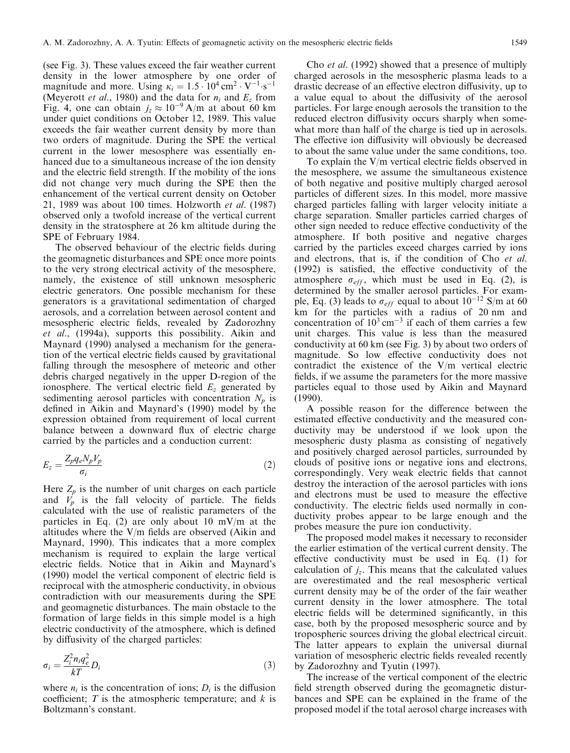(see Fig. 3). These values exceed the fair weather current density in the lower atmosphere by one order of magnitude and more. Using $\kappa_i = 1.5 \cdot 10^4\,\text{cm}^2 \cdot \text{V}^{-1} \cdot \text{s}^{-1}$ (Meyerott *et al*., 1980) and the data for $n_i$ and $E_z$ from Fig. 4, one can obtain $j_z \approx 10^{-9}$ A/m at about 60 km under quiet conditions on October 12, 1989. This value exceeds the fair weather current density by more than two orders of magnitude. During the SPE the vertical current in the lower mesosphere was essentially enhanced due to a simultaneous increase of the ion density and the electric field strength. If the mobility of the ions did not change very much during the SPE then the enhancement of the vertical current density on October 21, 1989 was about 100 times. Holzworth *et al*. (1987) observed only a twofold increase of the vertical current density in the stratosphere at 26 km altitude during the SPE of February 1984.

The observed behaviour of the electric fields during the geomagnetic disturbances and SPE once more points to the very strong electrical activity of the mesosphere, namely, the existence of still unknown mesospheric electric generators. One possible mechanism for these generators is a gravitational sedimentation of charged aerosols, and a correlation between aerosol content and mesospheric electric fields, revealed by Zadorozhny *et al*., (1994a), supports this possibility. Aikin and Maynard (1990) analysed a mechanism for the generation of the vertical electric fields caused by gravitational falling through the mesosphere of meteoric and other debris charged negatively in the upper D-region of the ionosphere. The vertical electric field $E_z$ generated by sedimenting aerosol particles with concentration $N_p$ is defined in Aikin and Maynard's (1990) model by the expression obtained from requirement of local current balance between a downward flux of electric charge carried by the particles and a conduction current:

$$E_z = \frac{Z_p q_e N_p V_p}{\sigma_i} \tag{2}$$

Here $Z_p$ is the number of unit charges on each particle and $V_p$ is the fall velocity of particle. The fields calculated with the use of realistic parameters of the particles in Eq. (2) are only about 10 mV/m at the altitudes where the V/m fields are observed (Aikin and Maynard, 1990). This indicates that a more complex mechanism is required to explain the large vertical electric fields. Notice that in Aikin and Maynard's (1990) model the vertical component of electric field is reciprocal with the atmospheric conductivity, in obvious contradiction with our measurements during the SPE and geomagnetic disturbances. The main obstacle to the formation of large fields in this simple model is a high electric conductivity of the atmosphere, which is defined by diffusivity of the charged particles:

$$\sigma_i = \frac{Z_i^2 n_i q_e^2}{kT} D_i \tag{3}$$

where $n_i$ is the concentration of ions; $D_i$ is the diffusion coefficient; $T$ is the atmospheric temperature; and $k$ is Boltzmann's constant.

Cho *et al*. (1992) showed that a presence of multiply charged aerosols in the mesospheric plasma leads to a drastic decrease of an effective electron diffusivity, up to a value equal to about the diffusivity of the aerosol particles. For large enough aerosols the transition to the reduced electron diffusivity occurs sharply when somewhat more than half of the charge is tied up in aerosols. The effective ion diffusivity will obviously be decreased to about the same value under the same conditions, too.

To explain the V/m vertical electric fields observed in the mesosphere, we assume the simultaneous existence of both negative and positive multiply charged aerosol particles of different sizes. In this model, more massive charged particles falling with larger velocity initiate a charge separation. Smaller particles carried charges of other sign needed to reduce effective conductivity of the atmosphere. If both positive and negative charges carried by the particles exceed charges carried by ions and electrons, that is, if the condition of Cho *et al*. (1992) is satisfied, the effective conductivity of the atmosphere $\sigma_{eff}$, which must be used in Eq. (2), is determined by the smaller aerosol particles. For example, Eq. (3) leads to $\sigma_{eff}$ equal to about $10^{-12}$ S/m at 60 km for the particles with a radius of 20 nm and concentration of $10^3\,\text{cm}^{-3}$ if each of them carries a few unit charges. This value is less than the measured conductivity at 60 km (see Fig. 3) by about two orders of magnitude. So low effective conductivity does not contradict the existence of the V/m vertical electric fields, if we assume the parameters for the more massive particles equal to those used by Aikin and Maynard (1990).

A possible reason for the difference between the estimated effective conductivity and the measured conductivity may be understood if we look upon the mesospheric dusty plasma as consisting of negatively and positively charged aerosol particles, surrounded by clouds of positive ions or negative ions and electrons, correspondingly. Very weak electric fields that cannot destroy the interaction of the aerosol particles with ions and electrons must be used to measure the effective conductivity. The electric fields used normally in conductivity probes appear to be large enough and the probes measure the pure ion conductivity.

The proposed model makes it necessary to reconsider the earlier estimation of the vertical current density. The effective conductivity must be used in Eq. (1) for calculation of $j_z$. This means that the calculated values are overestimated and the real mesospheric vertical current density may be of the order of the fair weather current density in the lower atmosphere. The total electric fields will be determined significantly, in this case, both by the proposed mesospheric source and by tropospheric sources driving the global electrical circuit. The latter appears to explain the universal diurnal variation of mesospheric electric fields revealed recently by Zadorozhny and Tyutin (1997).

The increase of the vertical component of the electric field strength observed during the geomagnetic disturbances and SPE can be explained in the frame of the proposed model if the total aerosol charge increases with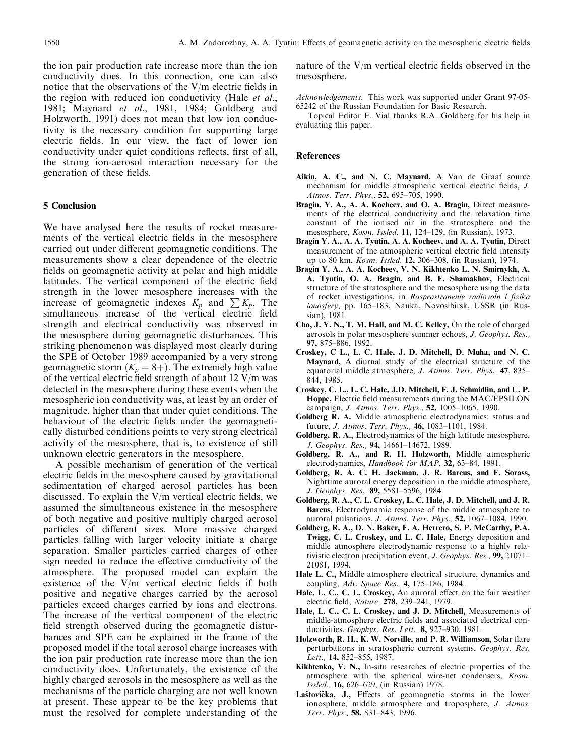the ion pair production rate increase more than the ion conductivity does. In this connection, one can also notice that the observations of the V/m electric fields in the region with reduced ion conductivity (Hale *et al*., 1981; Maynard *et al*., 1981, 1984; Goldberg and Holzworth, 1991) does not mean that low ion conductivity is the necessary condition for supporting large electric fields. In our view, the fact of lower ion conductivity under quiet conditions reflects, first of all, the strong ion-aerosol interaction necessary for the generation of these fields.

## 5 Conclusion

We have analysed here the results of rocket measurements of the vertical electric fields in the mesosphere carried out under different geomagnetic conditions. The measurements show a clear dependence of the electric fields on geomagnetic activity at polar and high middle latitudes. The vertical component of the electric field strength in the lower mesosphere increases with the increase of geomagnetic indexes $K_p$ and $\sum K_p$. The simultaneous increase of the vertical electric field strength and electrical conductivity was observed in the mesosphere during geomagnetic disturbances. This striking phenomenon was displayed most clearly during the SPE of October 1989 accompanied by a very strong geomagnetic storm ($K_p = 8+$). The extremely high value of the vertical electric field strength of about 12 V/m was detected in the mesosphere during these events when the mesospheric ion conductivity was, at least by an order of magnitude, higher than that under quiet conditions. The behaviour of the electric fields under the geomagnetically disturbed conditions points to very strong electrical activity of the mesosphere, that is, to existence of still unknown electric generators in the mesosphere.

A possible mechanism of generation of the vertical electric fields in the mesosphere caused by gravitational sedimentation of charged aerosol particles has been discussed. To explain the V/m vertical electric fields, we assumed the simultaneous existence in the mesosphere of both negative and positive multiply charged aerosol particles of different sizes. More massive charged particles falling with larger velocity initiate a charge separation. Smaller particles carried charges of other sign needed to reduce the effective conductivity of the atmosphere. The proposed model can explain the existence of the V/m vertical electric fields if both positive and negative charges carried by the aerosol particles exceed charges carried by ions and electrons. The increase of the vertical component of the electric field strength observed during the geomagnetic disturbances and SPE can be explained in the frame of the proposed model if the total aerosol charge increases with the ion pair production rate increase more than the ion conductivity does. Unfortunately, the existence of the highly charged aerosols in the mesosphere as well as the mechanisms of the particle charging are not well known at present. These appear to be the key problems that must the resolved for complete understanding of the nature of the V/m vertical electric fields observed in the mesosphere.

*Acknowledgements*. This work was supported under Grant 97-05-65242 of the Russian Foundation for Basic Research.

Topical Editor F. Vial thanks R.A. Goldberg for his help in evaluating this paper.

## References

**Aikin, A. C., and N. C. Maynard,** A Van de Graaf source mechanism for middle atmospheric vertical electric fields, *J. Atmos. Terr. Phys.,* **52,** 695–705, 1990.

**Bragin, Y. A., A. A. Kocheev, and O. A. Bragin,** Direct measurements of the electrical conductivity and the relaxation time constant of the ionised air in the stratosphere and the mesosphere, *Kosm. Issled.* **11,** 124–129, (in Russian), 1973.

**Bragin Y. A., A. A. Tyutin, A. A. Kocheev, and A. A. Tyutin,** Direct measurement of the atmospheric vertical electric field intensity up to 80 km, *Kosm. Issled.* **12,** 306–308, (in Russian), 1974.

**Bragin Y. A., A. A. Kocheev, V. N. Kikhtenko L. N. Smirnykh, A. A. Tyutin, O. A. Bragin, and B. F. Shamakhov,** Electrical structure of the stratosphere and the mesosphere using the data of rocket investigations, in *Rasprostranenie radiovoln i fizika ionosfery,* pp. 165–183, Nauka, Novosibirsk, USSR (in Russian), 1981.

**Cho, J. Y. N., T. M. Hall, and M. C. Kelley,** On the role of charged aerosols in polar mesosphere summer echoes, *J. Geophys. Res.,* **97,** 875–886, 1992.

**Croskey, C L., L. C. Hale, J. D. Mitchell, D. Muha, and N. C. Maynard,** A diurnal study of the electrical structure of the equatorial middle atmosphere, *J. Atmos. Terr. Phys.,* **47**, 835–844, 1985.

**Croskey, C. L., L. C. Hale, J.D. Mitchell, F. J. Schmidlin, and U. P. Hoppe,** Electric field measurements during the MAC/EPSILON campaign, *J. Atmos. Terr. Phys.*, **52,** 1005–1065, 1990.

**Goldberg R. A.** Middle atmospheric electrodynamics: status and future, *J. Atmos. Terr. Phys.,* **46,** 1083–1101, 1984.

**Goldberg, R. A.,** Electrodynamics of the high latitude mesosphere, *J. Geophys. Res.,* **94,** 14661–14672, 1989.

**Goldberg, R. A., and R. H. Holzworth,** Middle atmospheric electrodynamics, *Handbook for MAP*, **32,** 63–84, 1991.

**Goldberg, R. A. C. H. Jackman, J. R. Barcus, and F. Sorass,** Nighttime auroral energy deposition in the middle atmosphere, *J. Geophys. Res.,* **89,** 5581–5596, 1984.

**Goldberg, R. A., C. L. Croskey, L. C. Hale, J. D. Mitchell, and J. R. Barcus,** Electrodynamic response of the middle atmosphere to auroral pulsations, *J. Atmos. Terr. Phys.,* **52,** 1067–1084, 1990.

**Goldberg, R. A., D. N. Baker, F. A. Herrero, S. P. McCarthy, P.A. Twigg, C. L. Croskey, and L. C. Hale,** Energy deposition and middle atmosphere electrodynamic response to a highly relativistic electron precipitation event, *J. Geophys. Res.,* **99,** 21071–21081, 1994.

**Hale L. C.,** Middle atmosphere electrical structure, dynamics and coupling, *Adv. Space Res.,* **4,** 175–186, 1984.

**Hale, L. C., C. L. Croskey,** An auroral effect on the fair weather electric field, *Nature,* **278,** 239–241, 1979.

**Hale, L. C., C. L. Croskey, and J. D. Mitchell,** Measurements of middle-atmosphere electric fields and associated electrical conductivities, *Geophys. Res. Lett.*, **8,** 927–930, 1981.

**Holzworth, R. H., K. W. Norville, and P. R. Williamson,** Solar flare perturbations in stratospheric current systems, *Geophys. Res. Lett.,* **14,** 852–855, 1987.

**Kikhtenko, V. N.,** In-situ researches of electric properties of the atmosphere with the spherical wire-net condensers, *Kosm. Issled.,* **16,** 626–629, (in Russian) 1978.

**Laštovička, J.,** Effects of geomagnetic storms in the lower ionosphere, middle atmosphere and troposphere, *J. Atmos. Terr. Phys.,* **58,** 831–843, 1996.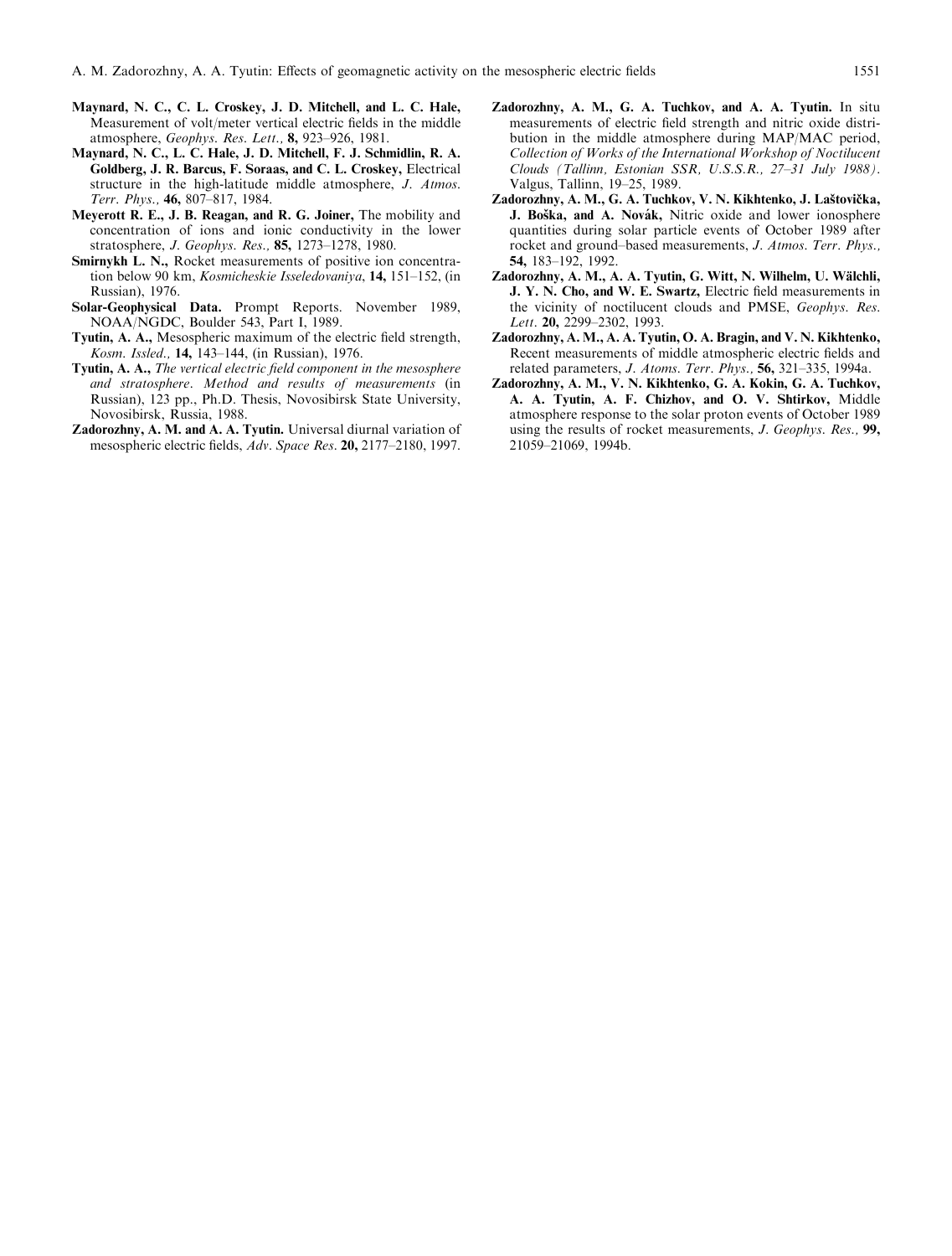**Maynard, N. C., C. L. Croskey, J. D. Mitchell, and L. C. Hale,** Measurement of volt/meter vertical electric fields in the middle atmosphere, *Geophys. Res. Lett.,* **8,** 923–926, 1981.

**Maynard, N. C., L. C. Hale, J. D. Mitchell, F. J. Schmidlin, R. A. Goldberg, J. R. Barcus, F. Soraas, and C. L. Croskey,** Electrical structure in the high-latitude middle atmosphere, *J. Atmos. Terr. Phys.,* **46,** 807–817, 1984.

**Meyerott R. E., J. B. Reagan, and R. G. Joiner,** The mobility and concentration of ions and ionic conductivity in the lower stratosphere, *J. Geophys. Res.,* **85,** 1273–1278, 1980.

**Smirnykh L. N.,** Rocket measurements of positive ion concentration below 90 km, *Kosmicheskie Isseledovaniya*, **14,** 151–152, (in Russian), 1976.

**Solar-Geophysical Data.** Prompt Reports. November 1989, NOAA/NGDC, Boulder 543, Part I, 1989.

**Tyutin, A. A.,** Mesospheric maximum of the electric field strength, *Kosm. Issled.,* **14,** 143–144, (in Russian), 1976.

**Tyutin, A. A.,** *The vertical electric field component in the mesosphere and stratosphere. Method and results of measurements* (in Russian), 123 pp., Ph.D. Thesis, Novosibirsk State University, Novosibirsk, Russia, 1988.

**Zadorozhny, A. M. and A. A. Tyutin.** Universal diurnal variation of mesospheric electric fields, *Adv. Space Res.* **20,** 2177–2180, 1997.

**Zadorozhny, A. M., G. A. Tuchkov, and A. A. Tyutin.** In situ measurements of electric field strength and nitric oxide distribution in the middle atmosphere during MAP/MAC period, *Collection of Works of the International Workshop of Noctilucent Clouds (Tallinn, Estonian SSR, U.S.S.R., 27–31 July 1988)*. Valgus, Tallinn, 19–25, 1989.

**Zadorozhny, A. M., G. A. Tuchkov, V. N. Kikhtenko, J. Laštovička, J. Boška, and A. Novák,** Nitric oxide and lower ionosphere quantities during solar particle events of October 1989 after rocket and ground–based measurements, *J. Atmos. Terr. Phys.,* **54,** 183–192, 1992.

**Zadorozhny, A. M., A. A. Tyutin, G. Witt, N. Wilhelm, U. Wälchli, J. Y. N. Cho, and W. E. Swartz,** Electric field measurements in the vicinity of noctilucent clouds and PMSE, *Geophys. Res. Lett.* **20,** 2299–2302, 1993.

**Zadorozhny, A. M., A. A. Tyutin, O. A. Bragin, and V. N. Kikhtenko,** Recent measurements of middle atmospheric electric fields and related parameters, *J. Atoms. Terr. Phys.,* **56,** 321–335, 1994a.

**Zadorozhny, A. M., V. N. Kikhtenko, G. A. Kokin, G. A. Tuchkov, A. A. Tyutin, A. F. Chizhov, and O. V. Shtirkov,** Middle atmosphere response to the solar proton events of October 1989 using the results of rocket measurements, *J. Geophys. Res.,* **99,** 21059–21069, 1994b.